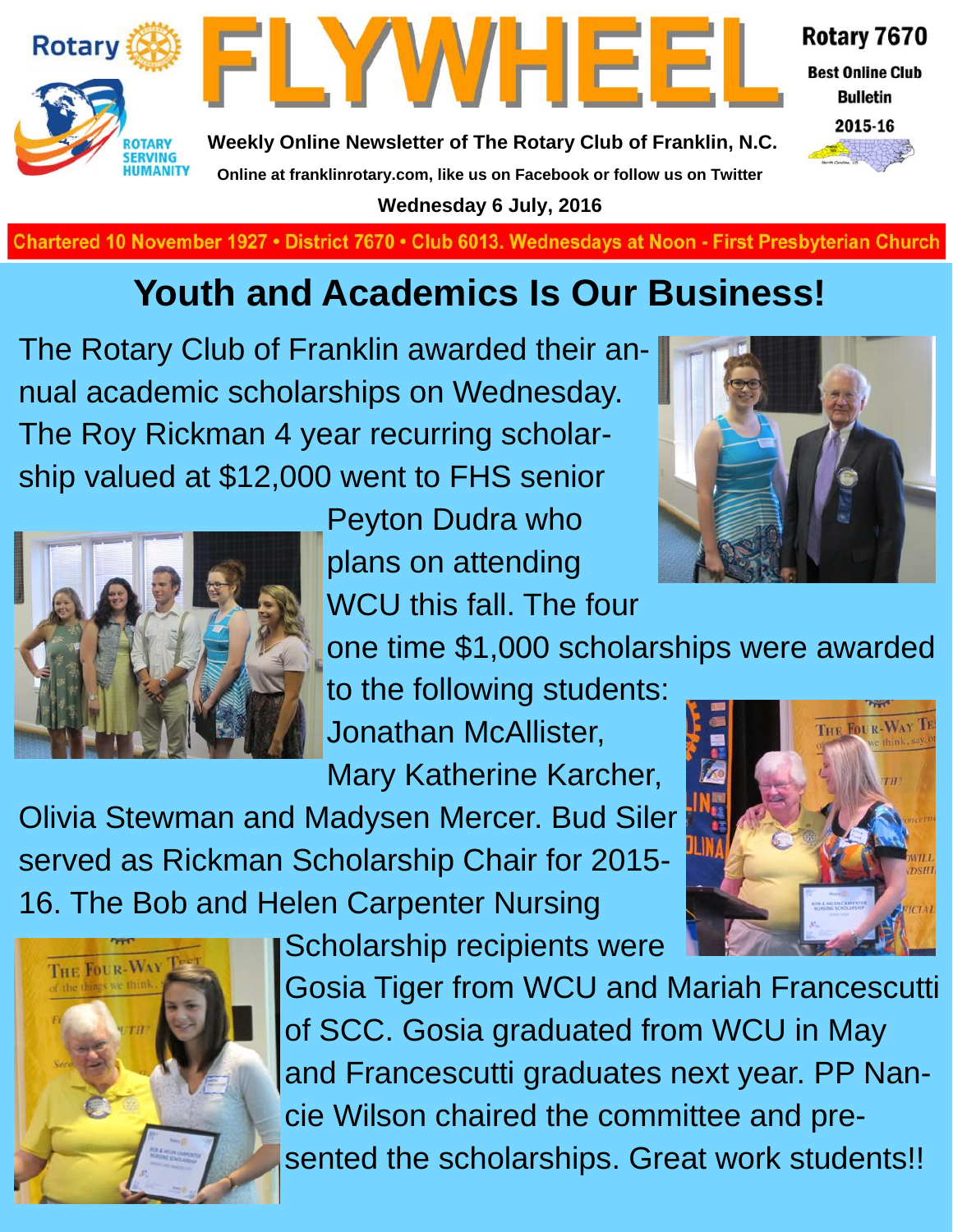Rotary

ROTARY SERVING HUMANITY

# FLYWHEEL

**Weekly Online Newsletter of The Rotary Club of Franklin, N.C.**

**Online at franklinrotary.com, like us on Facebook or follow us on Twitter**

**Wednesday 6 July, 2016**

**Rotary 7670**

**Best Online Club Bulletin**

**2015-16**

Chartered 10 November 1927 • District 7670 • Club 6013. Wednesdays at Noon - First Presbyterian Church

## Youth and Academics Is Our Business!

The Rotary Club of Franklin awarded their annual academic scholarships on Wednesday. The Roy Rickman 4 year recurring scholarship valued at $12,000 went to FHS senior Peyton Dudra who plans on attending WCU this fall. The four one time $1,000 scholarships were awarded to the following students: Jonathan McAllister, Mary Katherine Karcher, Olivia Stewman and Madysen Mercer. Bud Siler served as Rickman Scholarship Chair for 2015-16. The Bob and Helen Carpenter Nursing Scholarship recipients were Gosia Tiger from WCU and Mariah Francescutti of SCC. Gosia graduated from WCU in May and Francescutti graduates next year. PP Nancie Wilson chaired the committee and presented the scholarships. Great work students!!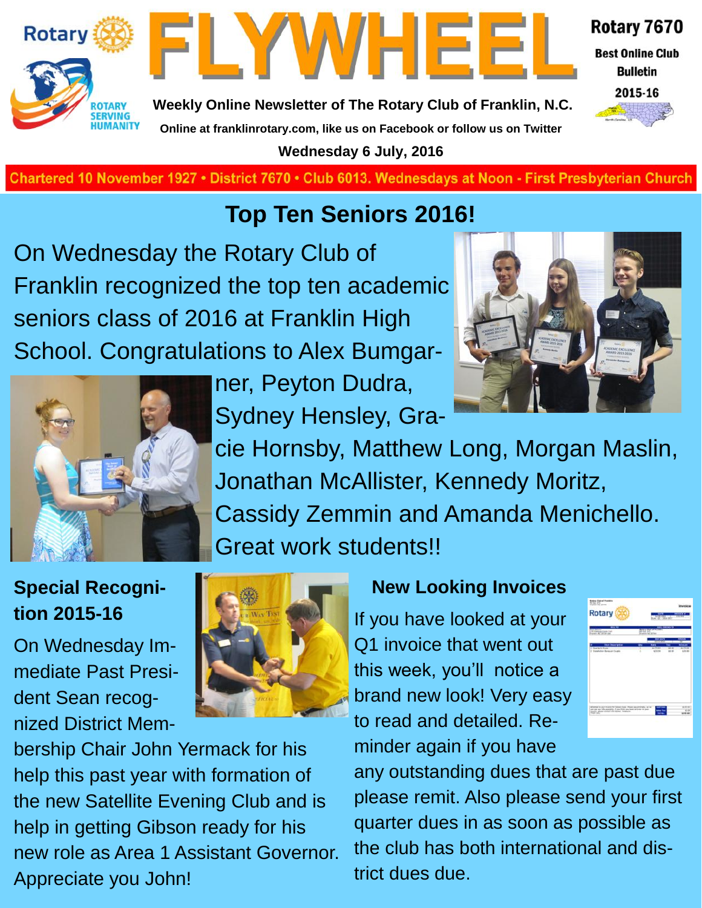# FLYWHEEL

**Weekly Online Newsletter of The Rotary Club of Franklin, N.C.**

**Online at franklinrotary.com, like us on Facebook or follow us on Twitter**

**Wednesday 6 July, 2016**

**Rotary 7670**
**Best Online Club Bulletin**
**2015-16**

Chartered 10 November 1927 • District 7670 • Club 6013. Wednesdays at Noon - First Presbyterian Church

## Top Ten Seniors 2016!

On Wednesday the Rotary Club of Franklin recognized the top ten academic seniors class of 2016 at Franklin High School. Congratulations to Alex Bumgarner, Peyton Dudra, Sydney Hensley, Gracie Hornsby, Matthew Long, Morgan Maslin, Jonathan McAllister, Kennedy Moritz, Cassidy Zemmin and Amanda Menichello. Great work students!!

### Special Recognition 2015-16

On Wednesday Immediate Past President Sean recognized District Membership Chair John Yermack for his help this past year with formation of the new Satellite Evening Club and is help in getting Gibson ready for his new role as Area 1 Assistant Governor. Appreciate you John!

### New Looking Invoices

If you have looked at your Q1 invoice that went out this week, you'll notice a brand new look! Very easy to read and detailed. Reminder again if you have any outstanding dues that are past due please remit. Also please send your first quarter dues in as soon as possible as the club has both international and district dues due.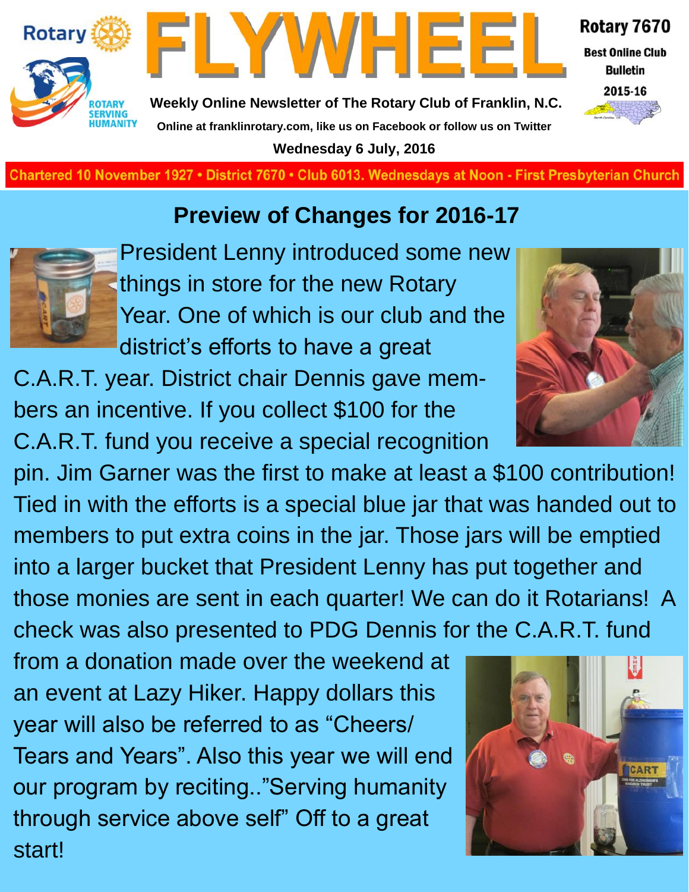Rotary

ROTARY SERVING HUMANITY

# FLYWHEEL

Weekly Online Newsletter of The Rotary Club of Franklin, N.C.

Online at franklinrotary.com, like us on Facebook or follow us on Twitter

Wednesday 6 July, 2016

Rotary 7670

Best Online Club Bulletin

2015-16

Chartered 10 November 1927 • District 7670 • Club 6013. Wednesdays at Noon - First Presbyterian Church

## Preview of Changes for 2016-17

President Lenny introduced some new things in store for the new Rotary Year. One of which is our club and the district's efforts to have a great C.A.R.T. year. District chair Dennis gave members an incentive. If you collect $100 for the C.A.R.T. fund you receive a special recognition pin. Jim Garner was the first to make at least a $100 contribution! Tied in with the efforts is a special blue jar that was handed out to members to put extra coins in the jar. Those jars will be emptied into a larger bucket that President Lenny has put together and those monies are sent in each quarter! We can do it Rotarians! A check was also presented to PDG Dennis for the C.A.R.T. fund from a donation made over the weekend at an event at Lazy Hiker. Happy dollars this year will also be referred to as "Cheers/ Tears and Years". Also this year we will end our program by reciting.."Serving humanity through service above self" Off to a great start!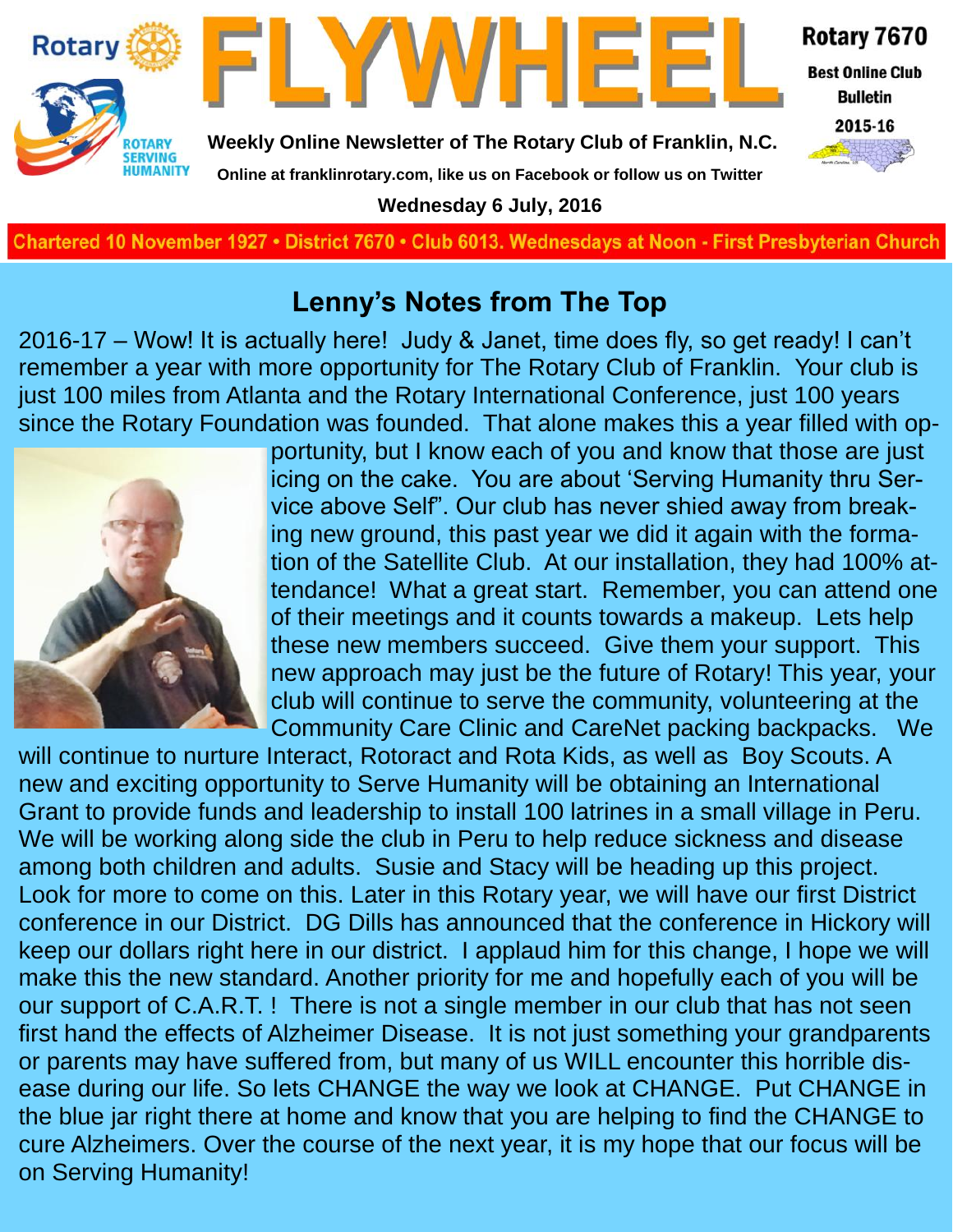# FLYWHEEL

**Weekly Online Newsletter of The Rotary Club of Franklin, N.C.**

**Online at franklinrotary.com, like us on Facebook or follow us on Twitter**

**Wednesday 6 July, 2016**

Rotary 7670
Best Online Club Bulletin
2015-16

**Chartered 10 November 1927 • District 7670 • Club 6013. Wednesdays at Noon - First Presbyterian Church**

## Lenny's Notes from The Top

2016-17 – Wow! It is actually here! Judy & Janet, time does fly, so get ready! I can't remember a year with more opportunity for The Rotary Club of Franklin. Your club is just 100 miles from Atlanta and the Rotary International Conference, just 100 years since the Rotary Foundation was founded. That alone makes this a year filled with opportunity, but I know each of you and know that those are just icing on the cake. You are about 'Serving Humanity thru Service above Self". Our club has never shied away from breaking new ground, this past year we did it again with the formation of the Satellite Club. At our installation, they had 100% attendance! What a great start. Remember, you can attend one of their meetings and it counts towards a makeup. Lets help these new members succeed. Give them your support. This new approach may just be the future of Rotary! This year, your club will continue to serve the community, volunteering at the Community Care Clinic and CareNet packing backpacks. We will continue to nurture Interact, Rotoract and Rota Kids, as well as Boy Scouts. A new and exciting opportunity to Serve Humanity will be obtaining an International Grant to provide funds and leadership to install 100 latrines in a small village in Peru. We will be working along side the club in Peru to help reduce sickness and disease among both children and adults. Susie and Stacy will be heading up this project. Look for more to come on this. Later in this Rotary year, we will have our first District conference in our District. DG Dills has announced that the conference in Hickory will keep our dollars right here in our district. I applaud him for this change, I hope we will make this the new standard. Another priority for me and hopefully each of you will be our support of C.A.R.T. ! There is not a single member in our club that has not seen first hand the effects of Alzheimer Disease. It is not just something your grandparents or parents may have suffered from, but many of us WILL encounter this horrible disease during our life. So lets CHANGE the way we look at CHANGE. Put CHANGE in the blue jar right there at home and know that you are helping to find the CHANGE to cure Alzheimers. Over the course of the next year, it is my hope that our focus will be on Serving Humanity!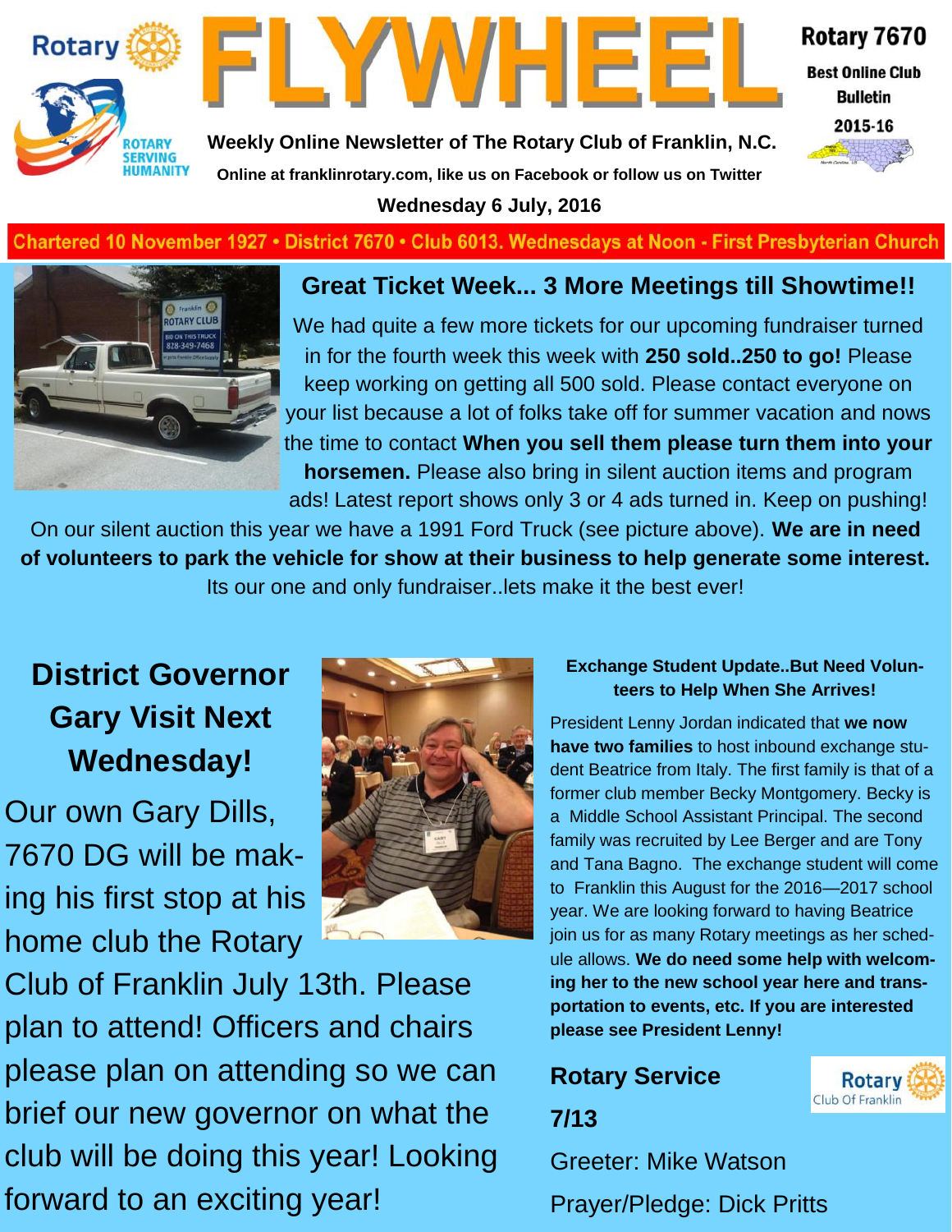# FLYWHEEL

**Weekly Online Newsletter of The Rotary Club of Franklin, N.C.**

**Online at franklinrotary.com, like us on Facebook or follow us on Twitter**

**Wednesday 6 July, 2016**

**Rotary 7670**
**Best Online Club Bulletin**
**2015-16**

**Chartered 10 November 1927 • District 7670 • Club 6013. Wednesdays at Noon - First Presbyterian Church**

## Great Ticket Week... 3 More Meetings till Showtime!!

We had quite a few more tickets for our upcoming fundraiser turned in for the fourth week this week with **250 sold..250 to go!** Please keep working on getting all 500 sold. Please contact everyone on your list because a lot of folks take off for summer vacation and nows the time to contact **When you sell them please turn them into your horsemen.** Please also bring in silent auction items and program ads! Latest report shows only 3 or 4 ads turned in. Keep on pushing!

On our silent auction this year we have a 1991 Ford Truck (see picture above). **We are in need of volunteers to park the vehicle for show at their business to help generate some interest.** Its our one and only fundraiser..lets make it the best ever!

## District Governor Gary Visit Next Wednesday!

Our own Gary Dills, 7670 DG will be making his first stop at his home club the Rotary Club of Franklin July 13th. Please plan to attend! Officers and chairs please plan on attending so we can brief our new governor on what the club will be doing this year! Looking forward to an exciting year!

### Exchange Student Update..But Need Volunteers to Help When She Arrives!

President Lenny Jordan indicated that **we now have two families** to host inbound exchange student Beatrice from Italy. The first family is that of a former club member Becky Montgomery. Becky is a Middle School Assistant Principal. The second family was recruited by Lee Berger and are Tony and Tana Bagno. The exchange student will come to Franklin this August for the 2016—2017 school year. We are looking forward to having Beatrice join us for as many Rotary meetings as her schedule allows. **We do need some help with welcoming her to the new school year here and transportation to events, etc. If you are interested please see President Lenny!**

### Rotary Service 7/13

Greeter: Mike Watson

Prayer/Pledge: Dick Pritts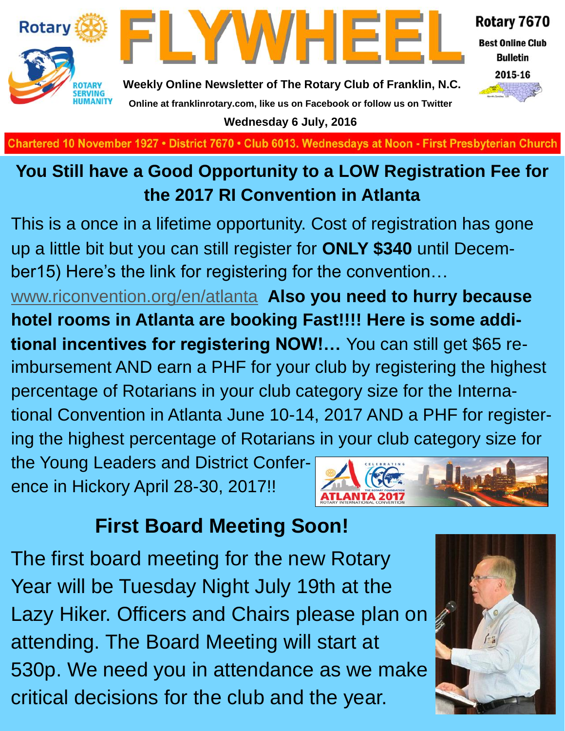## You Still have a Good Opportunity to a LOW Registration Fee for the 2017 RI Convention in Atlanta

This is a once in a lifetime opportunity. Cost of registration has gone up a little bit but you can still register for **ONLY $340** until December15) Here's the link for registering for the convention… www.riconvention.org/en/atlanta **Also you need to hurry because hotel rooms in Atlanta are booking Fast!!!! Here is some additional incentives for registering NOW!…** You can still get $65 reimbursement AND earn a PHF for your club by registering the highest percentage of Rotarians in your club category size for the International Convention in Atlanta June 10-14, 2017 AND a PHF for registering the highest percentage of Rotarians in your club category size for the Young Leaders and District Conference in Hickory April 28-30, 2017!!

## First Board Meeting Soon!

The first board meeting for the new Rotary Year will be Tuesday Night July 19th at the Lazy Hiker. Officers and Chairs please plan on attending. The Board Meeting will start at 530p. We need you in attendance as we make critical decisions for the club and the year.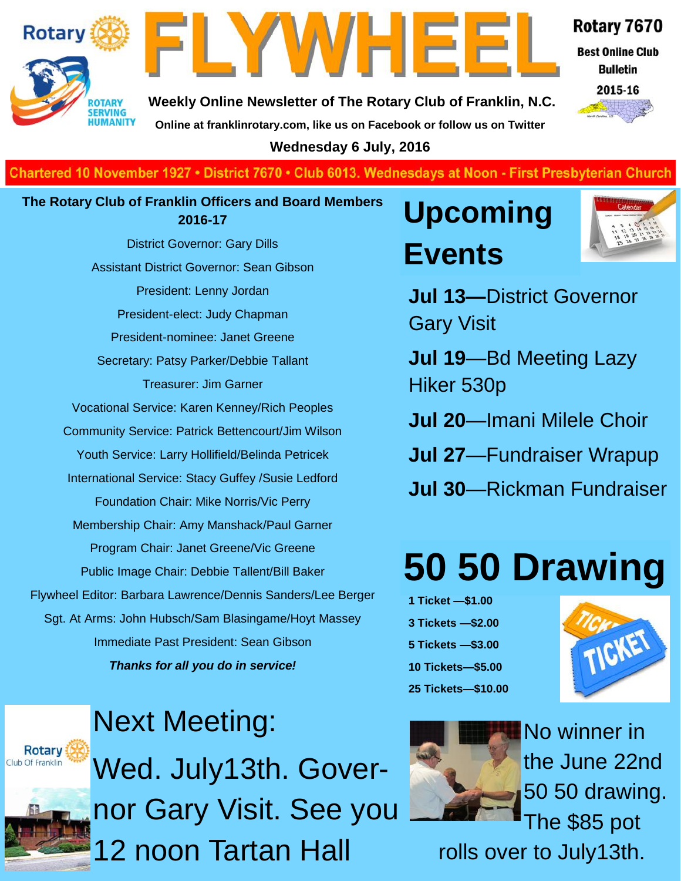# FLYWHEEL

Rotary 7670

Best Online Club Bulletin

2015-16

**Weekly Online Newsletter of The Rotary Club of Franklin, N.C.**

**Online at franklinrotary.com, like us on Facebook or follow us on Twitter**

**Wednesday 6 July, 2016**

Chartered 10 November 1927 • District 7670 • Club 6013. Wednesdays at Noon - First Presbyterian Church

**The Rotary Club of Franklin Officers and Board Members 2016-17**

District Governor: Gary Dills

Assistant District Governor: Sean Gibson

President: Lenny Jordan

President-elect: Judy Chapman

President-nominee: Janet Greene

Secretary: Patsy Parker/Debbie Tallant

Treasurer: Jim Garner

Vocational Service: Karen Kenney/Rich Peoples

Community Service: Patrick Bettencourt/Jim Wilson

Youth Service: Larry Hollifield/Belinda Petricek

International Service: Stacy Guffey /Susie Ledford

Foundation Chair: Mike Norris/Vic Perry

Membership Chair: Amy Manshack/Paul Garner

Program Chair: Janet Greene/Vic Greene

Public Image Chair: Debbie Tallent/Bill Baker

Flywheel Editor: Barbara Lawrence/Dennis Sanders/Lee Berger

Sgt. At Arms: John Hubsch/Sam Blasingame/Hoyt Massey

Immediate Past President: Sean Gibson

***Thanks for all you do in service!***

## Upcoming Events

**Jul 13**—District Governor Gary Visit

**Jul 19**—Bd Meeting Lazy Hiker 530p

**Jul 20**—Imani Milele Choir

**Jul 27**—Fundraiser Wrapup

**Jul 30**—Rickman Fundraiser

## 50 50 Drawing

**1 Ticket —$1.00**

**3 Tickets —$2.00**

**5 Tickets —$3.00**

**10 Tickets—$5.00**

**25 Tickets—$10.00**

No winner in the June 22nd 50 50 drawing. The $85 pot rolls over to July13th.

## Next Meeting:

Wed. July13th. Governor Gary Visit. See you 12 noon Tartan Hall